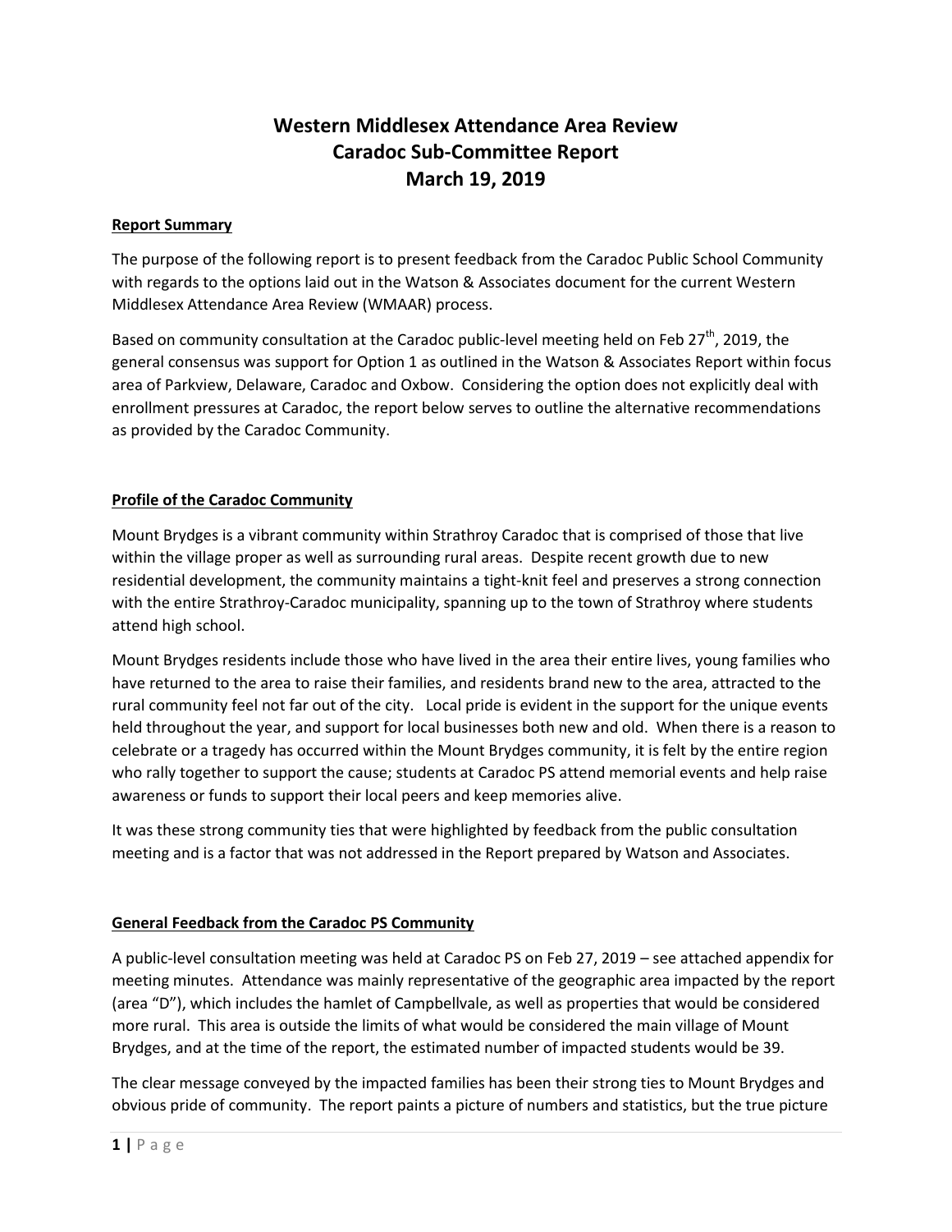# Western Middlesex Attendance Area Review
# Caradoc Sub-Committee Report
# March 19, 2019

**Report Summary**

The purpose of the following report is to present feedback from the Caradoc Public School Community with regards to the options laid out in the Watson & Associates document for the current Western Middlesex Attendance Area Review (WMAAR) process.

Based on community consultation at the Caradoc public-level meeting held on Feb 27th, 2019, the general consensus was support for Option 1 as outlined in the Watson & Associates Report within focus area of Parkview, Delaware, Caradoc and Oxbow. Considering the option does not explicitly deal with enrollment pressures at Caradoc, the report below serves to outline the alternative recommendations as provided by the Caradoc Community.

**Profile of the Caradoc Community**

Mount Brydges is a vibrant community within Strathroy Caradoc that is comprised of those that live within the village proper as well as surrounding rural areas. Despite recent growth due to new residential development, the community maintains a tight-knit feel and preserves a strong connection with the entire Strathroy-Caradoc municipality, spanning up to the town of Strathroy where students attend high school.

Mount Brydges residents include those who have lived in the area their entire lives, young families who have returned to the area to raise their families, and residents brand new to the area, attracted to the rural community feel not far out of the city. Local pride is evident in the support for the unique events held throughout the year, and support for local businesses both new and old. When there is a reason to celebrate or a tragedy has occurred within the Mount Brydges community, it is felt by the entire region who rally together to support the cause; students at Caradoc PS attend memorial events and help raise awareness or funds to support their local peers and keep memories alive.

It was these strong community ties that were highlighted by feedback from the public consultation meeting and is a factor that was not addressed in the Report prepared by Watson and Associates.

**General Feedback from the Caradoc PS Community**

A public-level consultation meeting was held at Caradoc PS on Feb 27, 2019 – see attached appendix for meeting minutes. Attendance was mainly representative of the geographic area impacted by the report (area "D"), which includes the hamlet of Campbellvale, as well as properties that would be considered more rural. This area is outside the limits of what would be considered the main village of Mount Brydges, and at the time of the report, the estimated number of impacted students would be 39.

The clear message conveyed by the impacted families has been their strong ties to Mount Brydges and obvious pride of community. The report paints a picture of numbers and statistics, but the true picture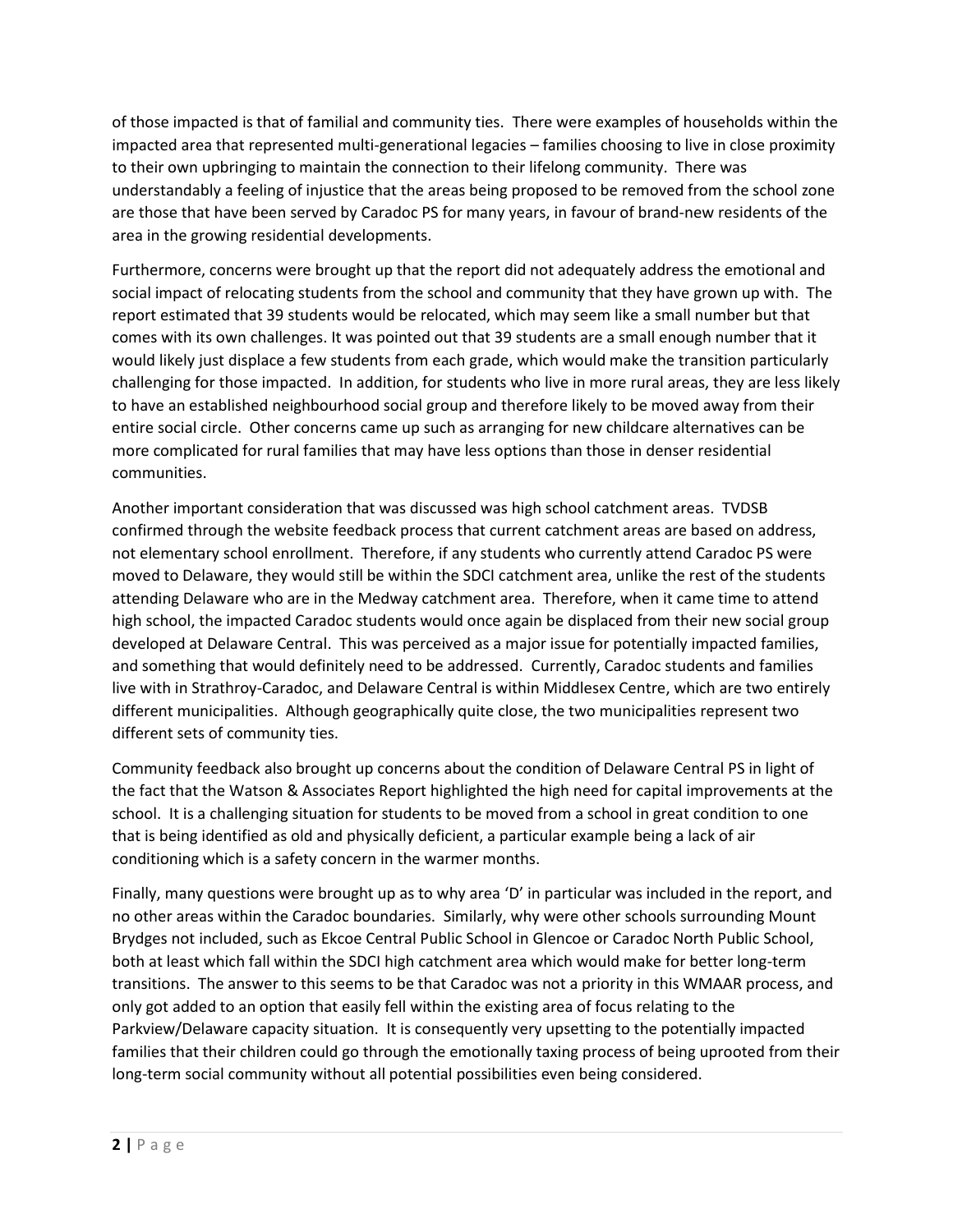of those impacted is that of familial and community ties. There were examples of households within the impacted area that represented multi-generational legacies – families choosing to live in close proximity to their own upbringing to maintain the connection to their lifelong community. There was understandably a feeling of injustice that the areas being proposed to be removed from the school zone are those that have been served by Caradoc PS for many years, in favour of brand-new residents of the area in the growing residential developments.

Furthermore, concerns were brought up that the report did not adequately address the emotional and social impact of relocating students from the school and community that they have grown up with. The report estimated that 39 students would be relocated, which may seem like a small number but that comes with its own challenges. It was pointed out that 39 students are a small enough number that it would likely just displace a few students from each grade, which would make the transition particularly challenging for those impacted. In addition, for students who live in more rural areas, they are less likely to have an established neighbourhood social group and therefore likely to be moved away from their entire social circle. Other concerns came up such as arranging for new childcare alternatives can be more complicated for rural families that may have less options than those in denser residential communities.

Another important consideration that was discussed was high school catchment areas. TVDSB confirmed through the website feedback process that current catchment areas are based on address, not elementary school enrollment. Therefore, if any students who currently attend Caradoc PS were moved to Delaware, they would still be within the SDCI catchment area, unlike the rest of the students attending Delaware who are in the Medway catchment area. Therefore, when it came time to attend high school, the impacted Caradoc students would once again be displaced from their new social group developed at Delaware Central. This was perceived as a major issue for potentially impacted families, and something that would definitely need to be addressed. Currently, Caradoc students and families live with in Strathroy-Caradoc, and Delaware Central is within Middlesex Centre, which are two entirely different municipalities. Although geographically quite close, the two municipalities represent two different sets of community ties.

Community feedback also brought up concerns about the condition of Delaware Central PS in light of the fact that the Watson & Associates Report highlighted the high need for capital improvements at the school. It is a challenging situation for students to be moved from a school in great condition to one that is being identified as old and physically deficient, a particular example being a lack of air conditioning which is a safety concern in the warmer months.

Finally, many questions were brought up as to why area 'D' in particular was included in the report, and no other areas within the Caradoc boundaries. Similarly, why were other schools surrounding Mount Brydges not included, such as Ekcoe Central Public School in Glencoe or Caradoc North Public School, both at least which fall within the SDCI high catchment area which would make for better long-term transitions. The answer to this seems to be that Caradoc was not a priority in this WMAAR process, and only got added to an option that easily fell within the existing area of focus relating to the Parkview/Delaware capacity situation. It is consequently very upsetting to the potentially impacted families that their children could go through the emotionally taxing process of being uprooted from their long-term social community without all potential possibilities even being considered.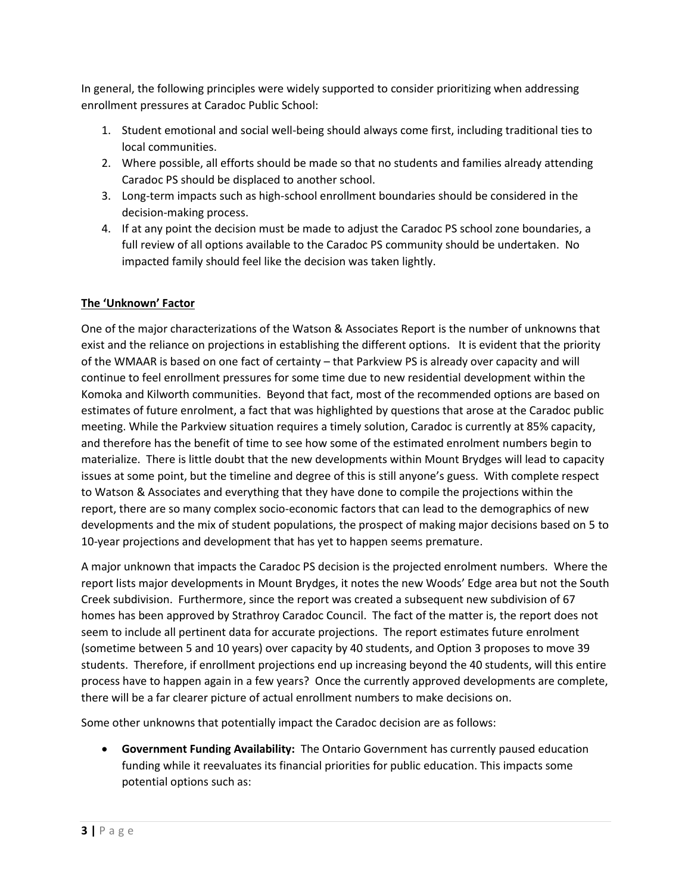In general, the following principles were widely supported to consider prioritizing when addressing enrollment pressures at Caradoc Public School:

1. Student emotional and social well-being should always come first, including traditional ties to local communities.
2. Where possible, all efforts should be made so that no students and families already attending Caradoc PS should be displaced to another school.
3. Long-term impacts such as high-school enrollment boundaries should be considered in the decision-making process.
4. If at any point the decision must be made to adjust the Caradoc PS school zone boundaries, a full review of all options available to the Caradoc PS community should be undertaken. No impacted family should feel like the decision was taken lightly.

**The 'Unknown' Factor**

One of the major characterizations of the Watson & Associates Report is the number of unknowns that exist and the reliance on projections in establishing the different options. It is evident that the priority of the WMAAR is based on one fact of certainty – that Parkview PS is already over capacity and will continue to feel enrollment pressures for some time due to new residential development within the Komoka and Kilworth communities. Beyond that fact, most of the recommended options are based on estimates of future enrolment, a fact that was highlighted by questions that arose at the Caradoc public meeting. While the Parkview situation requires a timely solution, Caradoc is currently at 85% capacity, and therefore has the benefit of time to see how some of the estimated enrolment numbers begin to materialize. There is little doubt that the new developments within Mount Brydges will lead to capacity issues at some point, but the timeline and degree of this is still anyone's guess. With complete respect to Watson & Associates and everything that they have done to compile the projections within the report, there are so many complex socio-economic factors that can lead to the demographics of new developments and the mix of student populations, the prospect of making major decisions based on 5 to 10-year projections and development that has yet to happen seems premature.

A major unknown that impacts the Caradoc PS decision is the projected enrolment numbers. Where the report lists major developments in Mount Brydges, it notes the new Woods' Edge area but not the South Creek subdivision. Furthermore, since the report was created a subsequent new subdivision of 67 homes has been approved by Strathroy Caradoc Council. The fact of the matter is, the report does not seem to include all pertinent data for accurate projections. The report estimates future enrolment (sometime between 5 and 10 years) over capacity by 40 students, and Option 3 proposes to move 39 students. Therefore, if enrollment projections end up increasing beyond the 40 students, will this entire process have to happen again in a few years? Once the currently approved developments are complete, there will be a far clearer picture of actual enrollment numbers to make decisions on.

Some other unknowns that potentially impact the Caradoc decision are as follows:

- **Government Funding Availability:** The Ontario Government has currently paused education funding while it reevaluates its financial priorities for public education. This impacts some potential options such as: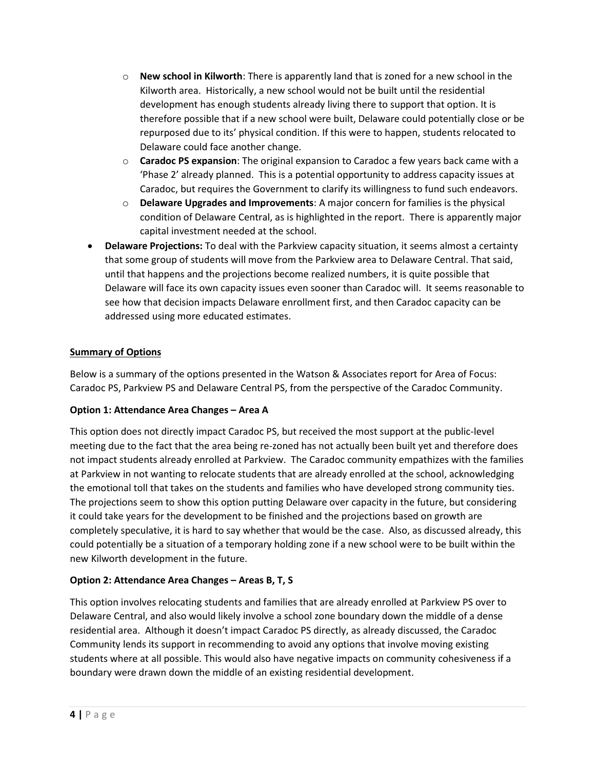- **New school in Kilworth**: There is apparently land that is zoned for a new school in the Kilworth area. Historically, a new school would not be built until the residential development has enough students already living there to support that option. It is therefore possible that if a new school were built, Delaware could potentially close or be repurposed due to its' physical condition. If this were to happen, students relocated to Delaware could face another change.
  - **Caradoc PS expansion**: The original expansion to Caradoc a few years back came with a 'Phase 2' already planned. This is a potential opportunity to address capacity issues at Caradoc, but requires the Government to clarify its willingness to fund such endeavors.
  - **Delaware Upgrades and Improvements**: A major concern for families is the physical condition of Delaware Central, as is highlighted in the report. There is apparently major capital investment needed at the school.
- **Delaware Projections:** To deal with the Parkview capacity situation, it seems almost a certainty that some group of students will move from the Parkview area to Delaware Central. That said, until that happens and the projections become realized numbers, it is quite possible that Delaware will face its own capacity issues even sooner than Caradoc will. It seems reasonable to see how that decision impacts Delaware enrollment first, and then Caradoc capacity can be addressed using more educated estimates.

## Summary of Options

Below is a summary of the options presented in the Watson & Associates report for Area of Focus: Caradoc PS, Parkview PS and Delaware Central PS, from the perspective of the Caradoc Community.

### Option 1: Attendance Area Changes – Area A

This option does not directly impact Caradoc PS, but received the most support at the public-level meeting due to the fact that the area being re-zoned has not actually been built yet and therefore does not impact students already enrolled at Parkview. The Caradoc community empathizes with the families at Parkview in not wanting to relocate students that are already enrolled at the school, acknowledging the emotional toll that takes on the students and families who have developed strong community ties. The projections seem to show this option putting Delaware over capacity in the future, but considering it could take years for the development to be finished and the projections based on growth are completely speculative, it is hard to say whether that would be the case. Also, as discussed already, this could potentially be a situation of a temporary holding zone if a new school were to be built within the new Kilworth development in the future.

### Option 2: Attendance Area Changes – Areas B, T, S

This option involves relocating students and families that are already enrolled at Parkview PS over to Delaware Central, and also would likely involve a school zone boundary down the middle of a dense residential area. Although it doesn't impact Caradoc PS directly, as already discussed, the Caradoc Community lends its support in recommending to avoid any options that involve moving existing students where at all possible. This would also have negative impacts on community cohesiveness if a boundary were drawn down the middle of an existing residential development.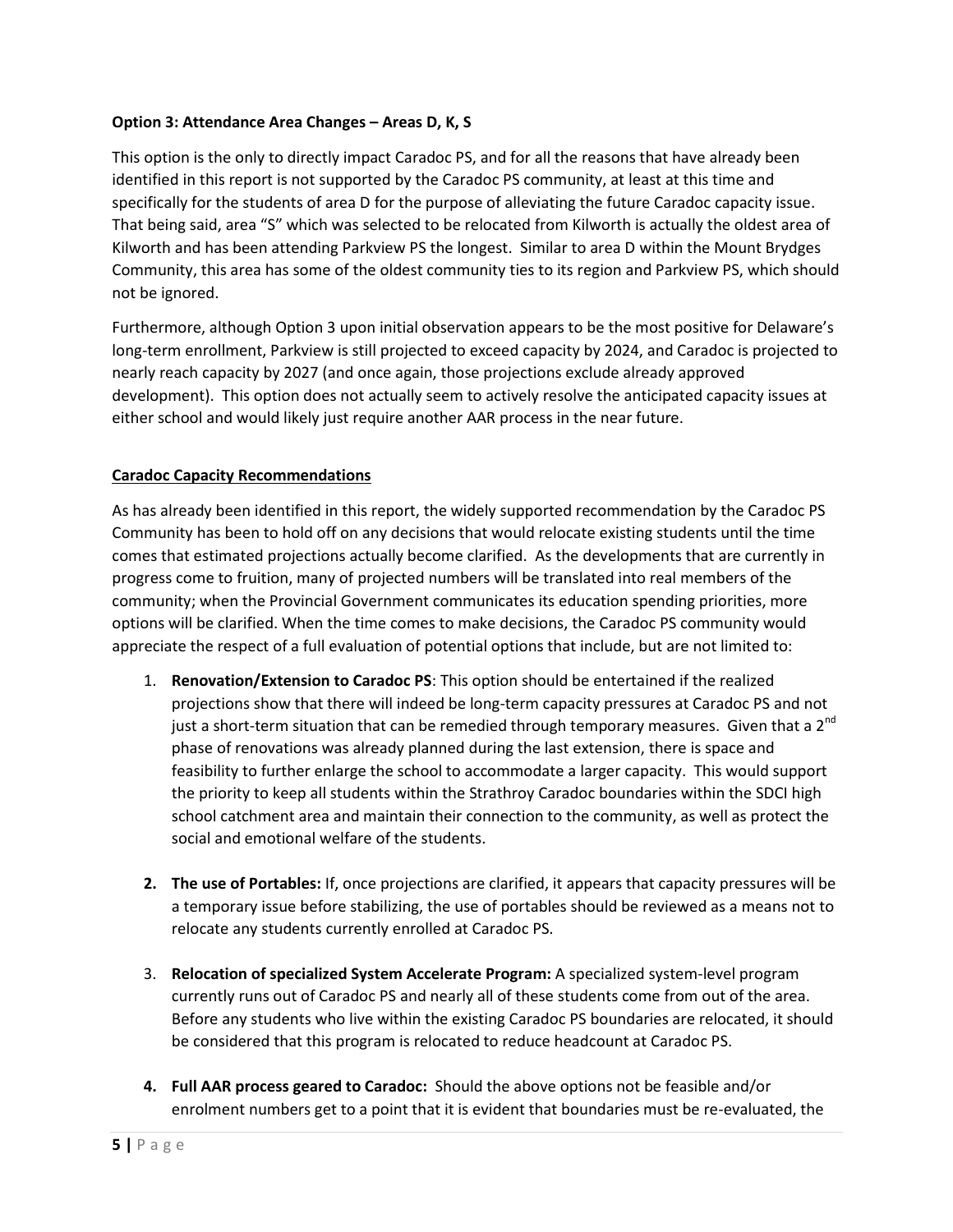**Option 3: Attendance Area Changes – Areas D, K, S**

This option is the only to directly impact Caradoc PS, and for all the reasons that have already been identified in this report is not supported by the Caradoc PS community, at least at this time and specifically for the students of area D for the purpose of alleviating the future Caradoc capacity issue. That being said, area "S" which was selected to be relocated from Kilworth is actually the oldest area of Kilworth and has been attending Parkview PS the longest. Similar to area D within the Mount Brydges Community, this area has some of the oldest community ties to its region and Parkview PS, which should not be ignored.

Furthermore, although Option 3 upon initial observation appears to be the most positive for Delaware's long-term enrollment, Parkview is still projected to exceed capacity by 2024, and Caradoc is projected to nearly reach capacity by 2027 (and once again, those projections exclude already approved development). This option does not actually seem to actively resolve the anticipated capacity issues at either school and would likely just require another AAR process in the near future.

**Caradoc Capacity Recommendations**

As has already been identified in this report, the widely supported recommendation by the Caradoc PS Community has been to hold off on any decisions that would relocate existing students until the time comes that estimated projections actually become clarified. As the developments that are currently in progress come to fruition, many of projected numbers will be translated into real members of the community; when the Provincial Government communicates its education spending priorities, more options will be clarified. When the time comes to make decisions, the Caradoc PS community would appreciate the respect of a full evaluation of potential options that include, but are not limited to:

1. **Renovation/Extension to Caradoc PS**: This option should be entertained if the realized projections show that there will indeed be long-term capacity pressures at Caradoc PS and not just a short-term situation that can be remedied through temporary measures. Given that a 2nd phase of renovations was already planned during the last extension, there is space and feasibility to further enlarge the school to accommodate a larger capacity. This would support the priority to keep all students within the Strathroy Caradoc boundaries within the SDCI high school catchment area and maintain their connection to the community, as well as protect the social and emotional welfare of the students.

2. **The use of Portables:** If, once projections are clarified, it appears that capacity pressures will be a temporary issue before stabilizing, the use of portables should be reviewed as a means not to relocate any students currently enrolled at Caradoc PS.

3. **Relocation of specialized System Accelerate Program:** A specialized system-level program currently runs out of Caradoc PS and nearly all of these students come from out of the area. Before any students who live within the existing Caradoc PS boundaries are relocated, it should be considered that this program is relocated to reduce headcount at Caradoc PS.

4. **Full AAR process geared to Caradoc:** Should the above options not be feasible and/or enrolment numbers get to a point that it is evident that boundaries must be re-evaluated, the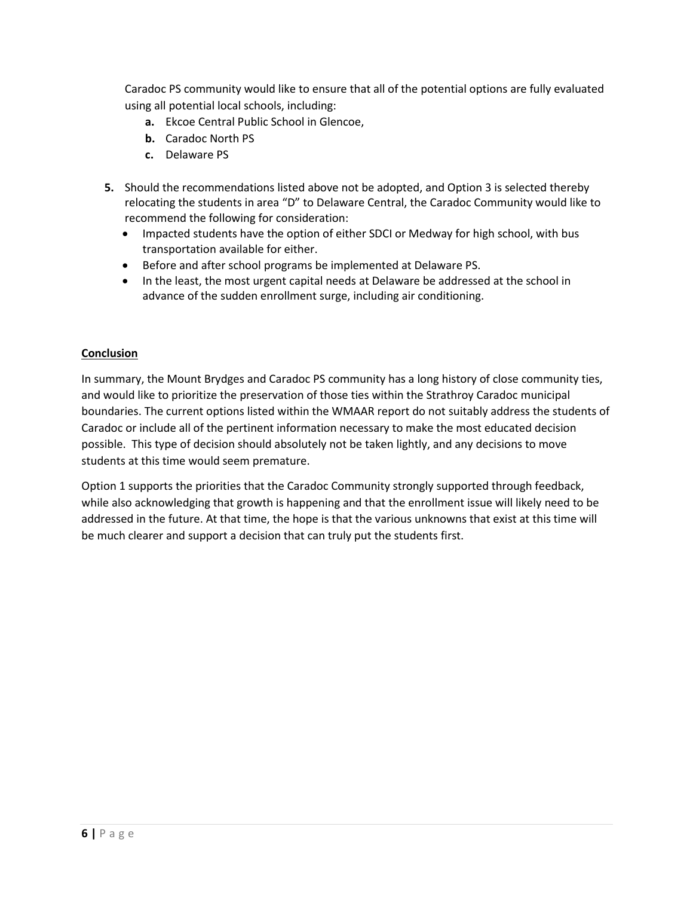Caradoc PS community would like to ensure that all of the potential options are fully evaluated using all potential local schools, including:

  - **a.** Ekcoe Central Public School in Glencoe,
  - **b.** Caradoc North PS
  - **c.** Delaware PS

**5.** Should the recommendations listed above not be adopted, and Option 3 is selected thereby relocating the students in area "D" to Delaware Central, the Caradoc Community would like to recommend the following for consideration:

  - Impacted students have the option of either SDCI or Medway for high school, with bus transportation available for either.
  - Before and after school programs be implemented at Delaware PS.
  - In the least, the most urgent capital needs at Delaware be addressed at the school in advance of the sudden enrollment surge, including air conditioning.

**Conclusion**

In summary, the Mount Brydges and Caradoc PS community has a long history of close community ties, and would like to prioritize the preservation of those ties within the Strathroy Caradoc municipal boundaries. The current options listed within the WMAAR report do not suitably address the students of Caradoc or include all of the pertinent information necessary to make the most educated decision possible. This type of decision should absolutely not be taken lightly, and any decisions to move students at this time would seem premature.

Option 1 supports the priorities that the Caradoc Community strongly supported through feedback, while also acknowledging that growth is happening and that the enrollment issue will likely need to be addressed in the future. At that time, the hope is that the various unknowns that exist at this time will be much clearer and support a decision that can truly put the students first.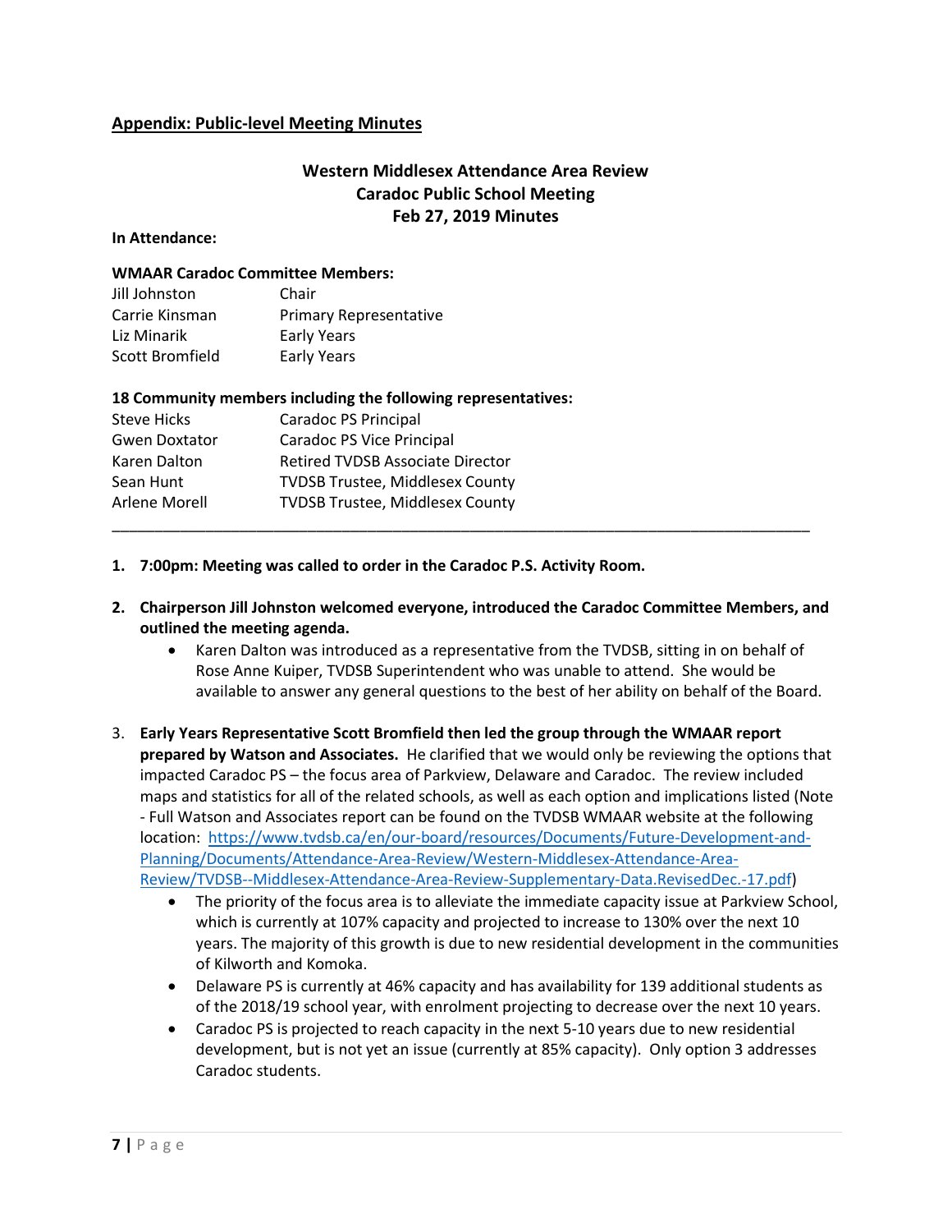## Appendix: Public-level Meeting Minutes

### Western Middlesex Attendance Area Review
### Caradoc Public School Meeting
### Feb 27, 2019 Minutes

**In Attendance:**

**WMAAR Caradoc Committee Members:**

| | |
|---|---|
| Jill Johnston | Chair |
| Carrie Kinsman | Primary Representative |
| Liz Minarik | Early Years |
| Scott Bromfield | Early Years |

**18 Community members including the following representatives:**

| | |
|---|---|
| Steve Hicks | Caradoc PS Principal |
| Gwen Doxtator | Caradoc PS Vice Principal |
| Karen Dalton | Retired TVDSB Associate Director |
| Sean Hunt | TVDSB Trustee, Middlesex County |
| Arlene Morell | TVDSB Trustee, Middlesex County |

---

1. **7:00pm: Meeting was called to order in the Caradoc P.S. Activity Room.**

2. **Chairperson Jill Johnston welcomed everyone, introduced the Caradoc Committee Members, and outlined the meeting agenda.**
   - Karen Dalton was introduced as a representative from the TVDSB, sitting in on behalf of Rose Anne Kuiper, TVDSB Superintendent who was unable to attend. She would be available to answer any general questions to the best of her ability on behalf of the Board.

3. **Early Years Representative Scott Bromfield then led the group through the WMAAR report prepared by Watson and Associates.** He clarified that we would only be reviewing the options that impacted Caradoc PS – the focus area of Parkview, Delaware and Caradoc. The review included maps and statistics for all of the related schools, as well as each option and implications listed (Note - Full Watson and Associates report can be found on the TVDSB WMAAR website at the following location: [https://www.tvdsb.ca/en/our-board/resources/Documents/Future-Development-and-Planning/Documents/Attendance-Area-Review/Western-Middlesex-Attendance-Area-Review/TVDSB--Middlesex-Attendance-Area-Review-Supplementary-Data.RevisedDec.-17.pdf](https://www.tvdsb.ca/en/our-board/resources/Documents/Future-Development-and-Planning/Documents/Attendance-Area-Review/Western-Middlesex-Attendance-Area-Review/TVDSB--Middlesex-Attendance-Area-Review-Supplementary-Data.RevisedDec.-17.pdf))
   - The priority of the focus area is to alleviate the immediate capacity issue at Parkview School, which is currently at 107% capacity and projected to increase to 130% over the next 10 years. The majority of this growth is due to new residential development in the communities of Kilworth and Komoka.
   - Delaware PS is currently at 46% capacity and has availability for 139 additional students as of the 2018/19 school year, with enrolment projecting to decrease over the next 10 years.
   - Caradoc PS is projected to reach capacity in the next 5-10 years due to new residential development, but is not yet an issue (currently at 85% capacity). Only option 3 addresses Caradoc students.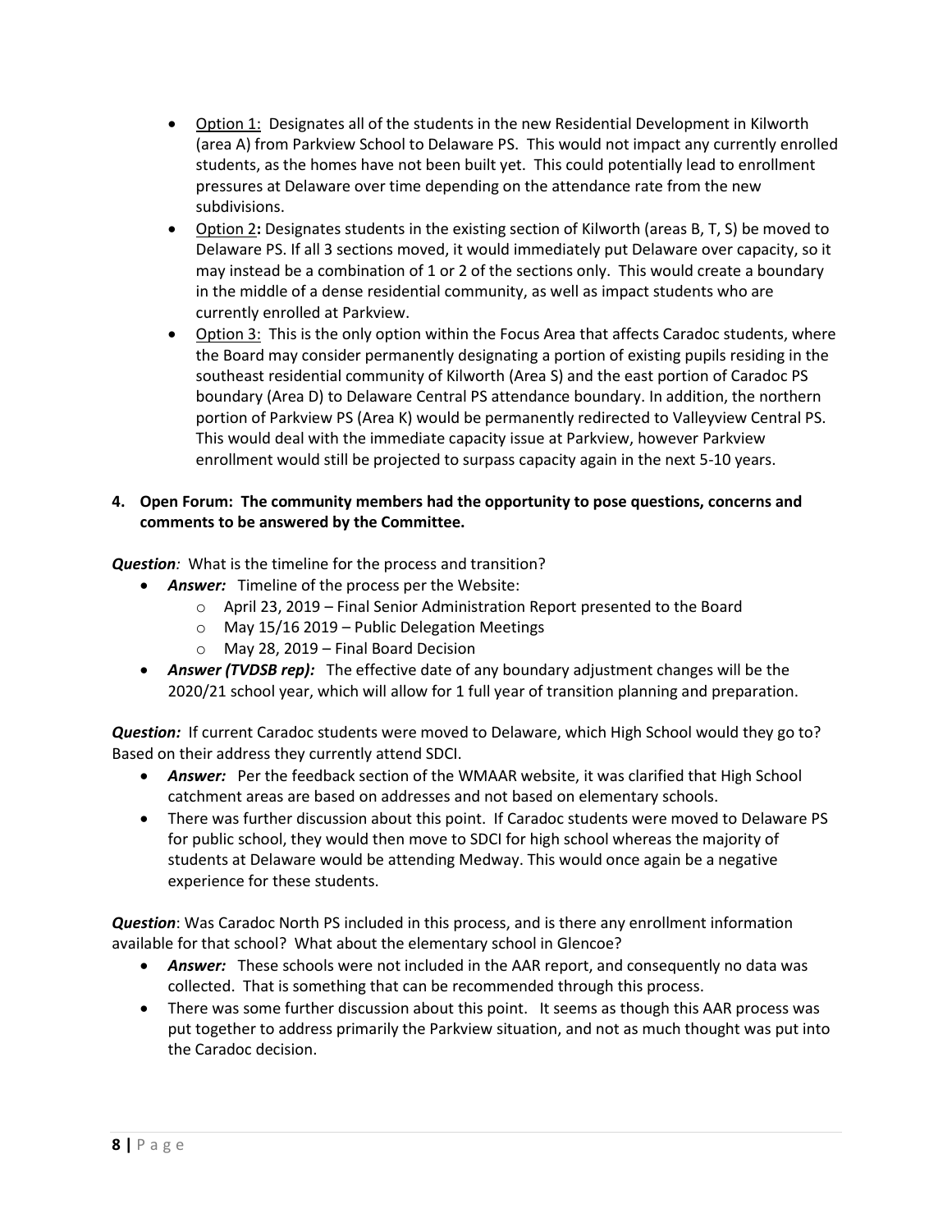- Option 1: Designates all of the students in the new Residential Development in Kilworth (area A) from Parkview School to Delaware PS. This would not impact any currently enrolled students, as the homes have not been built yet. This could potentially lead to enrollment pressures at Delaware over time depending on the attendance rate from the new subdivisions.
- Option 2**:** Designates students in the existing section of Kilworth (areas B, T, S) be moved to Delaware PS. If all 3 sections moved, it would immediately put Delaware over capacity, so it may instead be a combination of 1 or 2 of the sections only. This would create a boundary in the middle of a dense residential community, as well as impact students who are currently enrolled at Parkview.
- Option 3: This is the only option within the Focus Area that affects Caradoc students, where the Board may consider permanently designating a portion of existing pupils residing in the southeast residential community of Kilworth (Area S) and the east portion of Caradoc PS boundary (Area D) to Delaware Central PS attendance boundary. In addition, the northern portion of Parkview PS (Area K) would be permanently redirected to Valleyview Central PS. This would deal with the immediate capacity issue at Parkview, however Parkview enrollment would still be projected to surpass capacity again in the next 5-10 years.

**4. Open Forum: The community members had the opportunity to pose questions, concerns and comments to be answered by the Committee.**

***Question****:* What is the timeline for the process and transition?

- ***Answer:*** Timeline of the process per the Website:
  - April 23, 2019 – Final Senior Administration Report presented to the Board
  - May 15/16 2019 – Public Delegation Meetings
  - May 28, 2019 – Final Board Decision
- ***Answer (TVDSB rep):*** The effective date of any boundary adjustment changes will be the 2020/21 school year, which will allow for 1 full year of transition planning and preparation.

***Question:*** If current Caradoc students were moved to Delaware, which High School would they go to? Based on their address they currently attend SDCI.

- ***Answer:*** Per the feedback section of the WMAAR website, it was clarified that High School catchment areas are based on addresses and not based on elementary schools.
- There was further discussion about this point. If Caradoc students were moved to Delaware PS for public school, they would then move to SDCI for high school whereas the majority of students at Delaware would be attending Medway. This would once again be a negative experience for these students.

***Question***: Was Caradoc North PS included in this process, and is there any enrollment information available for that school? What about the elementary school in Glencoe?

- ***Answer:*** These schools were not included in the AAR report, and consequently no data was collected. That is something that can be recommended through this process.
- There was some further discussion about this point. It seems as though this AAR process was put together to address primarily the Parkview situation, and not as much thought was put into the Caradoc decision.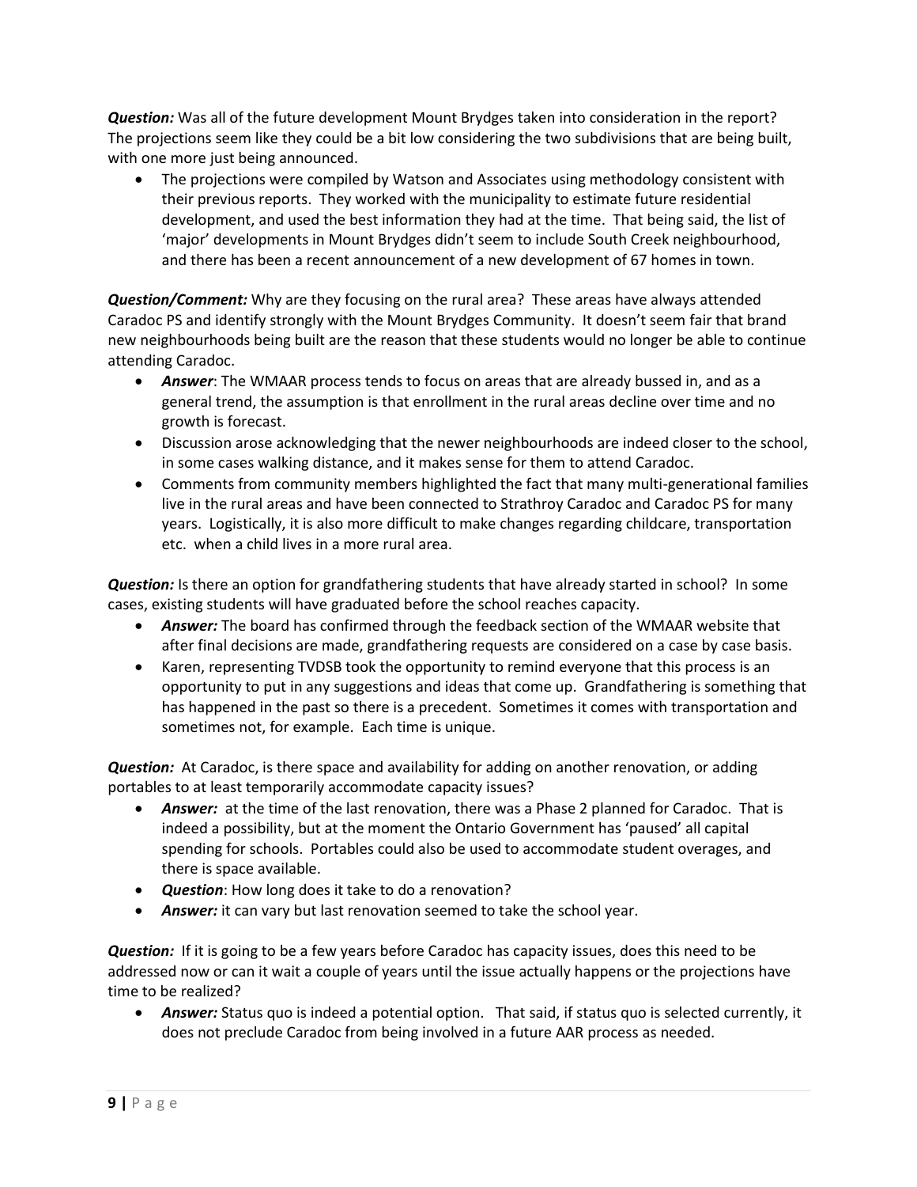***Question:*** Was all of the future development Mount Brydges taken into consideration in the report? The projections seem like they could be a bit low considering the two subdivisions that are being built, with one more just being announced.

- The projections were compiled by Watson and Associates using methodology consistent with their previous reports. They worked with the municipality to estimate future residential development, and used the best information they had at the time. That being said, the list of 'major' developments in Mount Brydges didn't seem to include South Creek neighbourhood, and there has been a recent announcement of a new development of 67 homes in town.

***Question/Comment:*** Why are they focusing on the rural area? These areas have always attended Caradoc PS and identify strongly with the Mount Brydges Community. It doesn't seem fair that brand new neighbourhoods being built are the reason that these students would no longer be able to continue attending Caradoc.

- ***Answer***: The WMAAR process tends to focus on areas that are already bussed in, and as a general trend, the assumption is that enrollment in the rural areas decline over time and no growth is forecast.
- Discussion arose acknowledging that the newer neighbourhoods are indeed closer to the school, in some cases walking distance, and it makes sense for them to attend Caradoc.
- Comments from community members highlighted the fact that many multi-generational families live in the rural areas and have been connected to Strathroy Caradoc and Caradoc PS for many years. Logistically, it is also more difficult to make changes regarding childcare, transportation etc. when a child lives in a more rural area.

***Question:*** Is there an option for grandfathering students that have already started in school? In some cases, existing students will have graduated before the school reaches capacity.

- ***Answer:*** The board has confirmed through the feedback section of the WMAAR website that after final decisions are made, grandfathering requests are considered on a case by case basis.
- Karen, representing TVDSB took the opportunity to remind everyone that this process is an opportunity to put in any suggestions and ideas that come up. Grandfathering is something that has happened in the past so there is a precedent. Sometimes it comes with transportation and sometimes not, for example. Each time is unique.

***Question:*** At Caradoc, is there space and availability for adding on another renovation, or adding portables to at least temporarily accommodate capacity issues?

- ***Answer:*** at the time of the last renovation, there was a Phase 2 planned for Caradoc. That is indeed a possibility, but at the moment the Ontario Government has 'paused' all capital spending for schools. Portables could also be used to accommodate student overages, and there is space available.
- ***Question***: How long does it take to do a renovation?
- ***Answer:*** it can vary but last renovation seemed to take the school year.

***Question:*** If it is going to be a few years before Caradoc has capacity issues, does this need to be addressed now or can it wait a couple of years until the issue actually happens or the projections have time to be realized?

- ***Answer:*** Status quo is indeed a potential option. That said, if status quo is selected currently, it does not preclude Caradoc from being involved in a future AAR process as needed.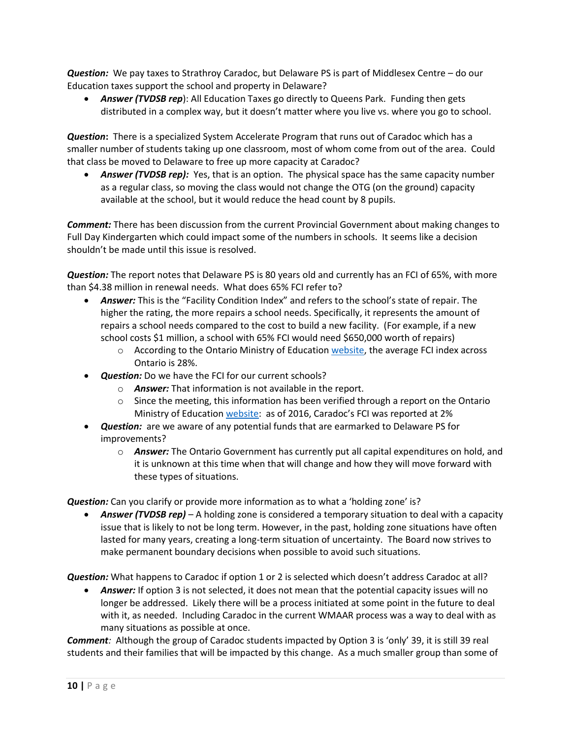***Question:*** We pay taxes to Strathroy Caradoc, but Delaware PS is part of Middlesex Centre – do our Education taxes support the school and property in Delaware?

- ***Answer (TVDSB rep***): All Education Taxes go directly to Queens Park. Funding then gets distributed in a complex way, but it doesn't matter where you live vs. where you go to school.

***Question*****:** There is a specialized System Accelerate Program that runs out of Caradoc which has a smaller number of students taking up one classroom, most of whom come from out of the area. Could that class be moved to Delaware to free up more capacity at Caradoc?

- ***Answer (TVDSB rep):*** Yes, that is an option. The physical space has the same capacity number as a regular class, so moving the class would not change the OTG (on the ground) capacity available at the school, but it would reduce the head count by 8 pupils.

***Comment:*** There has been discussion from the current Provincial Government about making changes to Full Day Kindergarten which could impact some of the numbers in schools. It seems like a decision shouldn't be made until this issue is resolved.

***Question:*** The report notes that Delaware PS is 80 years old and currently has an FCI of 65%, with more than $4.38 million in renewal needs. What does 65% FCI refer to?

- ***Answer:*** This is the "Facility Condition Index" and refers to the school's state of repair. The higher the rating, the more repairs a school needs. Specifically, it represents the amount of repairs a school needs compared to the cost to build a new facility. (For example, if a new school costs $1 million, a school with 65% FCI would need $650,000 worth of repairs)
  - According to the Ontario Ministry of Education website, the average FCI index across Ontario is 28%.
- ***Question:*** Do we have the FCI for our current schools?
  - ***Answer:*** That information is not available in the report.
  - Since the meeting, this information has been verified through a report on the Ontario Ministry of Education website: as of 2016, Caradoc's FCI was reported at 2%
- ***Question:*** are we aware of any potential funds that are earmarked to Delaware PS for improvements?
  - ***Answer:*** The Ontario Government has currently put all capital expenditures on hold, and it is unknown at this time when that will change and how they will move forward with these types of situations.

***Question:*** Can you clarify or provide more information as to what a 'holding zone' is?

- ***Answer (TVDSB rep)*** – A holding zone is considered a temporary situation to deal with a capacity issue that is likely to not be long term. However, in the past, holding zone situations have often lasted for many years, creating a long-term situation of uncertainty. The Board now strives to make permanent boundary decisions when possible to avoid such situations.

***Question:*** What happens to Caradoc if option 1 or 2 is selected which doesn't address Caradoc at all?

- ***Answer:*** If option 3 is not selected, it does not mean that the potential capacity issues will no longer be addressed. Likely there will be a process initiated at some point in the future to deal with it, as needed. Including Caradoc in the current WMAAR process was a way to deal with as many situations as possible at once.

***Comment****:* Although the group of Caradoc students impacted by Option 3 is 'only' 39, it is still 39 real students and their families that will be impacted by this change. As a much smaller group than some of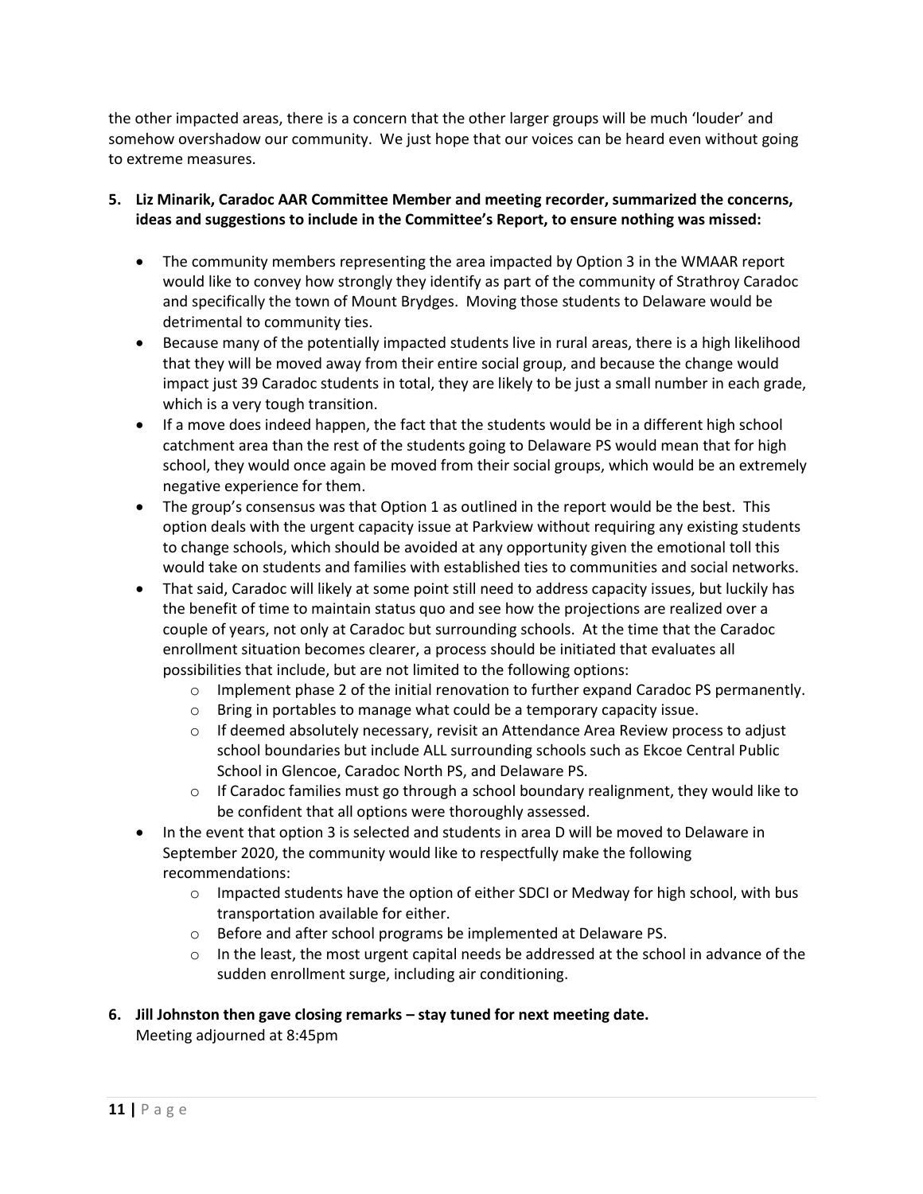the other impacted areas, there is a concern that the other larger groups will be much 'louder' and somehow overshadow our community. We just hope that our voices can be heard even without going to extreme measures.

5. **Liz Minarik, Caradoc AAR Committee Member and meeting recorder, summarized the concerns, ideas and suggestions to include in the Committee's Report, to ensure nothing was missed:**

   - The community members representing the area impacted by Option 3 in the WMAAR report would like to convey how strongly they identify as part of the community of Strathroy Caradoc and specifically the town of Mount Brydges. Moving those students to Delaware would be detrimental to community ties.
   - Because many of the potentially impacted students live in rural areas, there is a high likelihood that they will be moved away from their entire social group, and because the change would impact just 39 Caradoc students in total, they are likely to be just a small number in each grade, which is a very tough transition.
   - If a move does indeed happen, the fact that the students would be in a different high school catchment area than the rest of the students going to Delaware PS would mean that for high school, they would once again be moved from their social groups, which would be an extremely negative experience for them.
   - The group's consensus was that Option 1 as outlined in the report would be the best. This option deals with the urgent capacity issue at Parkview without requiring any existing students to change schools, which should be avoided at any opportunity given the emotional toll this would take on students and families with established ties to communities and social networks.
   - That said, Caradoc will likely at some point still need to address capacity issues, but luckily has the benefit of time to maintain status quo and see how the projections are realized over a couple of years, not only at Caradoc but surrounding schools. At the time that the Caradoc enrollment situation becomes clearer, a process should be initiated that evaluates all possibilities that include, but are not limited to the following options:
     - Implement phase 2 of the initial renovation to further expand Caradoc PS permanently.
     - Bring in portables to manage what could be a temporary capacity issue.
     - If deemed absolutely necessary, revisit an Attendance Area Review process to adjust school boundaries but include ALL surrounding schools such as Ekcoe Central Public School in Glencoe, Caradoc North PS, and Delaware PS.
     - If Caradoc families must go through a school boundary realignment, they would like to be confident that all options were thoroughly assessed.
   - In the event that option 3 is selected and students in area D will be moved to Delaware in September 2020, the community would like to respectfully make the following recommendations:
     - Impacted students have the option of either SDCI or Medway for high school, with bus transportation available for either.
     - Before and after school programs be implemented at Delaware PS.
     - In the least, the most urgent capital needs be addressed at the school in advance of the sudden enrollment surge, including air conditioning.

6. **Jill Johnston then gave closing remarks – stay tuned for next meeting date.**
   Meeting adjourned at 8:45pm